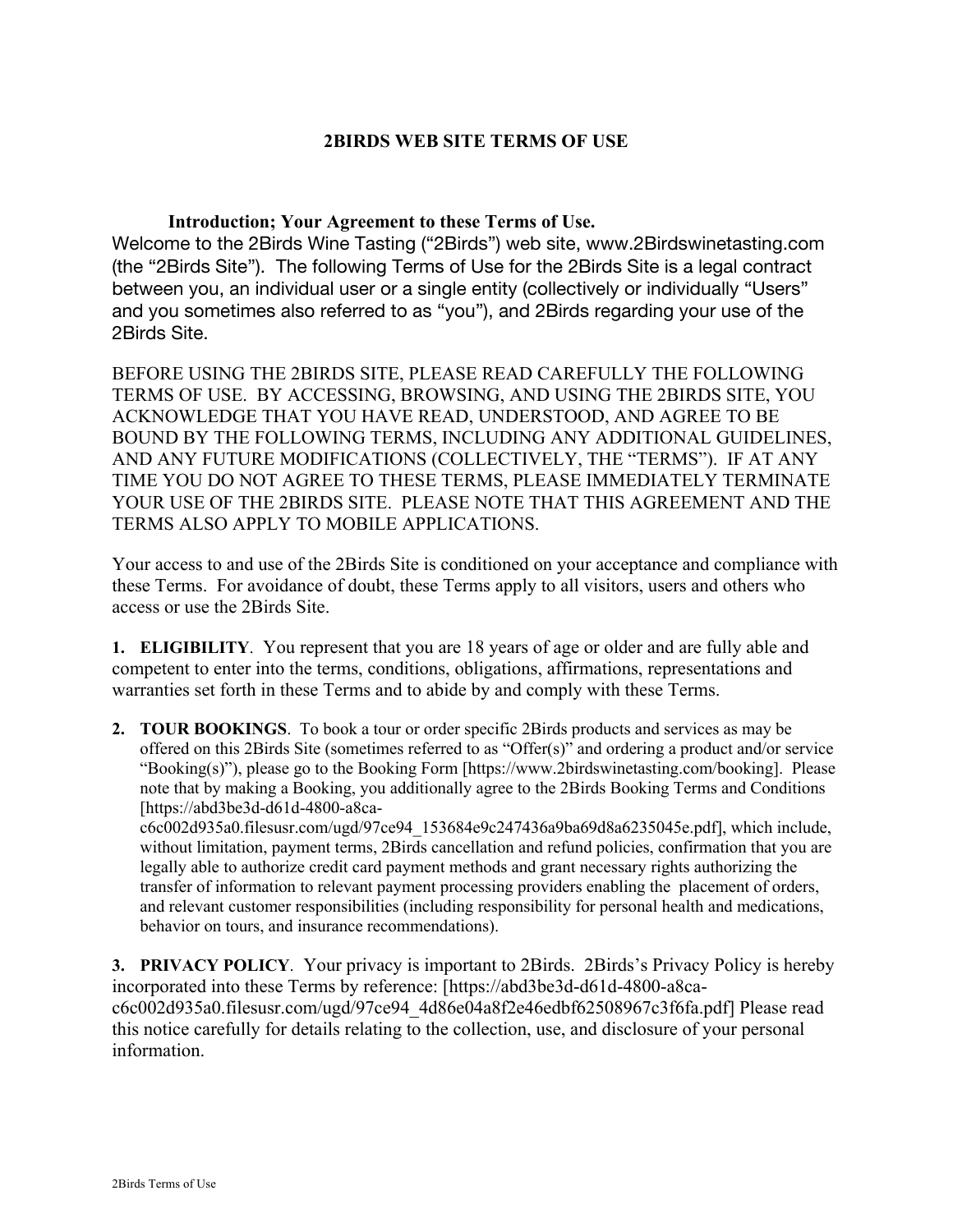# 2BIRDS WEB SITE TERMS OF USE

**Introduction; Your Agreement to these Terms of Use.**

Welcome to the 2Birds Wine Tasting (“2Birds”) web site, www.2Birdswinetasting.com (the “2Birds Site”). The following Terms of Use for the 2Birds Site is a legal contract between you, an individual user or a single entity (collectively or individually “Users” and you sometimes also referred to as “you”), and 2Birds regarding your use of the 2Birds Site.

BEFORE USING THE 2BIRDS SITE, PLEASE READ CAREFULLY THE FOLLOWING TERMS OF USE. BY ACCESSING, BROWSING, AND USING THE 2BIRDS SITE, YOU ACKNOWLEDGE THAT YOU HAVE READ, UNDERSTOOD, AND AGREE TO BE BOUND BY THE FOLLOWING TERMS, INCLUDING ANY ADDITIONAL GUIDELINES, AND ANY FUTURE MODIFICATIONS (COLLECTIVELY, THE “TERMS”). IF AT ANY TIME YOU DO NOT AGREE TO THESE TERMS, PLEASE IMMEDIATELY TERMINATE YOUR USE OF THE 2BIRDS SITE. PLEASE NOTE THAT THIS AGREEMENT AND THE TERMS ALSO APPLY TO MOBILE APPLICATIONS.

Your access to and use of the 2Birds Site is conditioned on your acceptance and compliance with these Terms. For avoidance of doubt, these Terms apply to all visitors, users and others who access or use the 2Birds Site.

1. **ELIGIBILITY**. You represent that you are 18 years of age or older and are fully able and competent to enter into the terms, conditions, obligations, affirmations, representations and warranties set forth in these Terms and to abide by and comply with these Terms.

2. **TOUR BOOKINGS**. To book a tour or order specific 2Birds products and services as may be offered on this 2Birds Site (sometimes referred to as “Offer(s)” and ordering a product and/or service “Booking(s)”), please go to the Booking Form [https://www.2birdswinetasting.com/booking]. Please note that by making a Booking, you additionally agree to the 2Birds Booking Terms and Conditions [https://abd3be3d-d61d-4800-a8ca-c6c002d935a0.filesusr.com/ugd/97ce94_153684e9c247436a9ba69d8a6235045e.pdf], which include, without limitation, payment terms, 2Birds cancellation and refund policies, confirmation that you are legally able to authorize credit card payment methods and grant necessary rights authorizing the transfer of information to relevant payment processing providers enabling the placement of orders, and relevant customer responsibilities (including responsibility for personal health and medications, behavior on tours, and insurance recommendations).

3. **PRIVACY POLICY**. Your privacy is important to 2Birds. 2Birds’s Privacy Policy is hereby incorporated into these Terms by reference: [https://abd3be3d-d61d-4800-a8ca-c6c002d935a0.filesusr.com/ugd/97ce94_4d86e04a8f2e46edbf62508967c3f6fa.pdf] Please read this notice carefully for details relating to the collection, use, and disclosure of your personal information.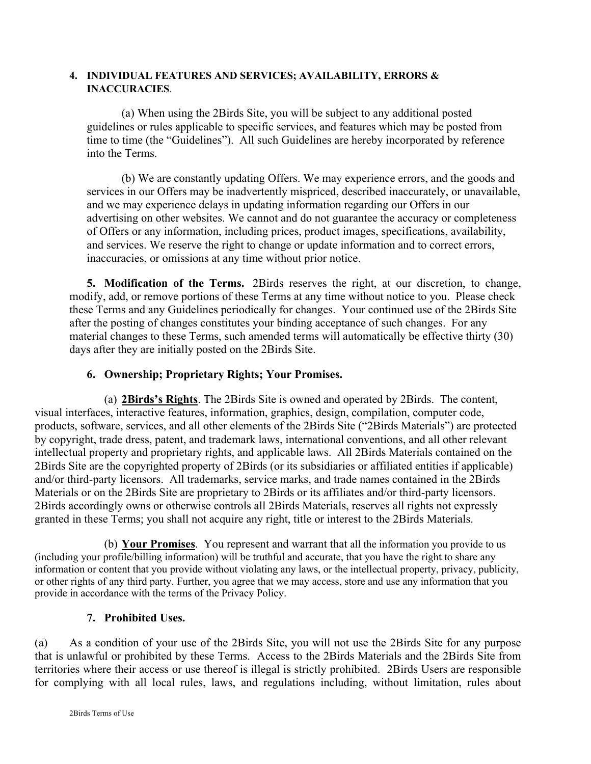**4. INDIVIDUAL FEATURES AND SERVICES; AVAILABILITY, ERRORS & INACCURACIES**.

(a) When using the 2Birds Site, you will be subject to any additional posted guidelines or rules applicable to specific services, and features which may be posted from time to time (the "Guidelines"). All such Guidelines are hereby incorporated by reference into the Terms.

(b) We are constantly updating Offers. We may experience errors, and the goods and services in our Offers may be inadvertently mispriced, described inaccurately, or unavailable, and we may experience delays in updating information regarding our Offers in our advertising on other websites. We cannot and do not guarantee the accuracy or completeness of Offers or any information, including prices, product images, specifications, availability, and services. We reserve the right to change or update information and to correct errors, inaccuracies, or omissions at any time without prior notice.

**5. Modification of the Terms.** 2Birds reserves the right, at our discretion, to change, modify, add, or remove portions of these Terms at any time without notice to you. Please check these Terms and any Guidelines periodically for changes. Your continued use of the 2Birds Site after the posting of changes constitutes your binding acceptance of such changes. For any material changes to these Terms, such amended terms will automatically be effective thirty (30) days after they are initially posted on the 2Birds Site.

**6. Ownership; Proprietary Rights; Your Promises.**

(a) **2Birds's Rights**. The 2Birds Site is owned and operated by 2Birds. The content, visual interfaces, interactive features, information, graphics, design, compilation, computer code, products, software, services, and all other elements of the 2Birds Site ("2Birds Materials") are protected by copyright, trade dress, patent, and trademark laws, international conventions, and all other relevant intellectual property and proprietary rights, and applicable laws. All 2Birds Materials contained on the 2Birds Site are the copyrighted property of 2Birds (or its subsidiaries or affiliated entities if applicable) and/or third-party licensors. All trademarks, service marks, and trade names contained in the 2Birds Materials or on the 2Birds Site are proprietary to 2Birds or its affiliates and/or third-party licensors. 2Birds accordingly owns or otherwise controls all 2Birds Materials, reserves all rights not expressly granted in these Terms; you shall not acquire any right, title or interest to the 2Birds Materials.

(b) **Your Promises**. You represent and warrant that all the information you provide to us (including your profile/billing information) will be truthful and accurate, that you have the right to share any information or content that you provide without violating any laws, or the intellectual property, privacy, publicity, or other rights of any third party. Further, you agree that we may access, store and use any information that you provide in accordance with the terms of the Privacy Policy.

**7. Prohibited Uses.**

(a) As a condition of your use of the 2Birds Site, you will not use the 2Birds Site for any purpose that is unlawful or prohibited by these Terms. Access to the 2Birds Materials and the 2Birds Site from territories where their access or use thereof is illegal is strictly prohibited. 2Birds Users are responsible for complying with all local rules, laws, and regulations including, without limitation, rules about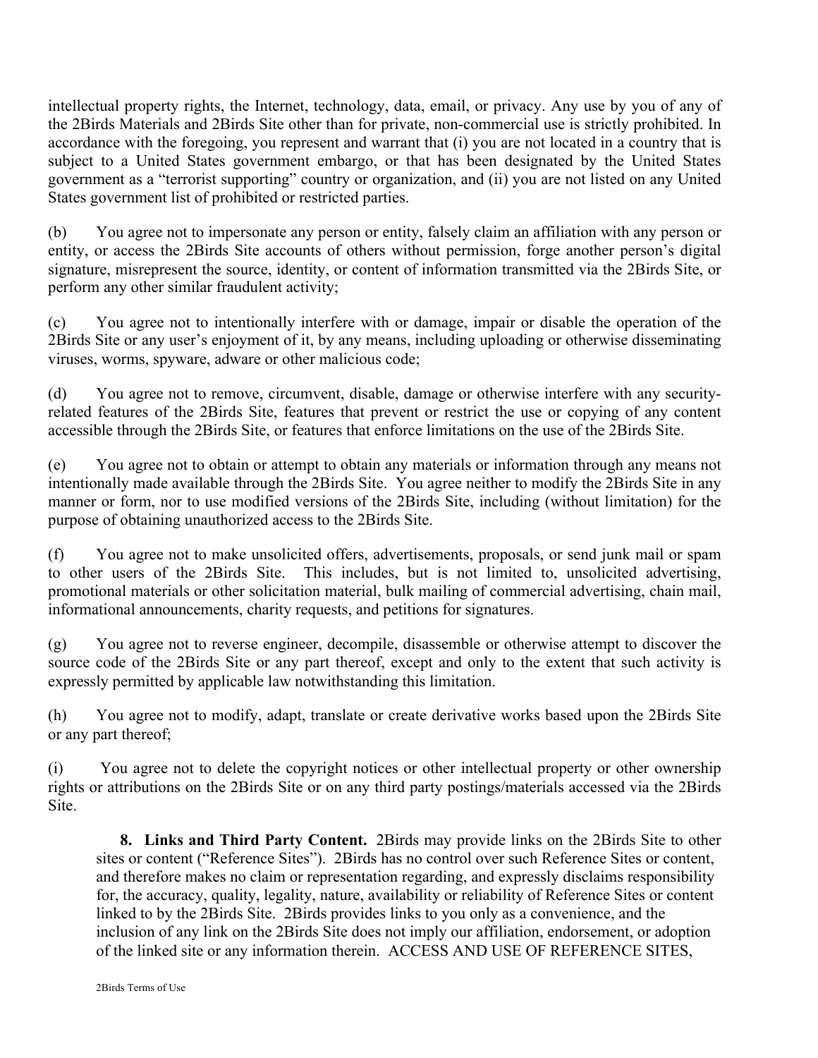intellectual property rights, the Internet, technology, data, email, or privacy. Any use by you of any of the 2Birds Materials and 2Birds Site other than for private, non-commercial use is strictly prohibited. In accordance with the foregoing, you represent and warrant that (i) you are not located in a country that is subject to a United States government embargo, or that has been designated by the United States government as a "terrorist supporting" country or organization, and (ii) you are not listed on any United States government list of prohibited or restricted parties.

(b) You agree not to impersonate any person or entity, falsely claim an affiliation with any person or entity, or access the 2Birds Site accounts of others without permission, forge another person's digital signature, misrepresent the source, identity, or content of information transmitted via the 2Birds Site, or perform any other similar fraudulent activity;

(c) You agree not to intentionally interfere with or damage, impair or disable the operation of the 2Birds Site or any user's enjoyment of it, by any means, including uploading or otherwise disseminating viruses, worms, spyware, adware or other malicious code;

(d) You agree not to remove, circumvent, disable, damage or otherwise interfere with any security-related features of the 2Birds Site, features that prevent or restrict the use or copying of any content accessible through the 2Birds Site, or features that enforce limitations on the use of the 2Birds Site.

(e) You agree not to obtain or attempt to obtain any materials or information through any means not intentionally made available through the 2Birds Site. You agree neither to modify the 2Birds Site in any manner or form, nor to use modified versions of the 2Birds Site, including (without limitation) for the purpose of obtaining unauthorized access to the 2Birds Site.

(f) You agree not to make unsolicited offers, advertisements, proposals, or send junk mail or spam to other users of the 2Birds Site. This includes, but is not limited to, unsolicited advertising, promotional materials or other solicitation material, bulk mailing of commercial advertising, chain mail, informational announcements, charity requests, and petitions for signatures.

(g) You agree not to reverse engineer, decompile, disassemble or otherwise attempt to discover the source code of the 2Birds Site or any part thereof, except and only to the extent that such activity is expressly permitted by applicable law notwithstanding this limitation.

(h) You agree not to modify, adapt, translate or create derivative works based upon the 2Birds Site or any part thereof;

(i) You agree not to delete the copyright notices or other intellectual property or other ownership rights or attributions on the 2Birds Site or on any third party postings/materials accessed via the 2Birds Site.

**8. Links and Third Party Content.** 2Birds may provide links on the 2Birds Site to other sites or content ("Reference Sites"). 2Birds has no control over such Reference Sites or content, and therefore makes no claim or representation regarding, and expressly disclaims responsibility for, the accuracy, quality, legality, nature, availability or reliability of Reference Sites or content linked to by the 2Birds Site. 2Birds provides links to you only as a convenience, and the inclusion of any link on the 2Birds Site does not imply our affiliation, endorsement, or adoption of the linked site or any information therein. ACCESS AND USE OF REFERENCE SITES,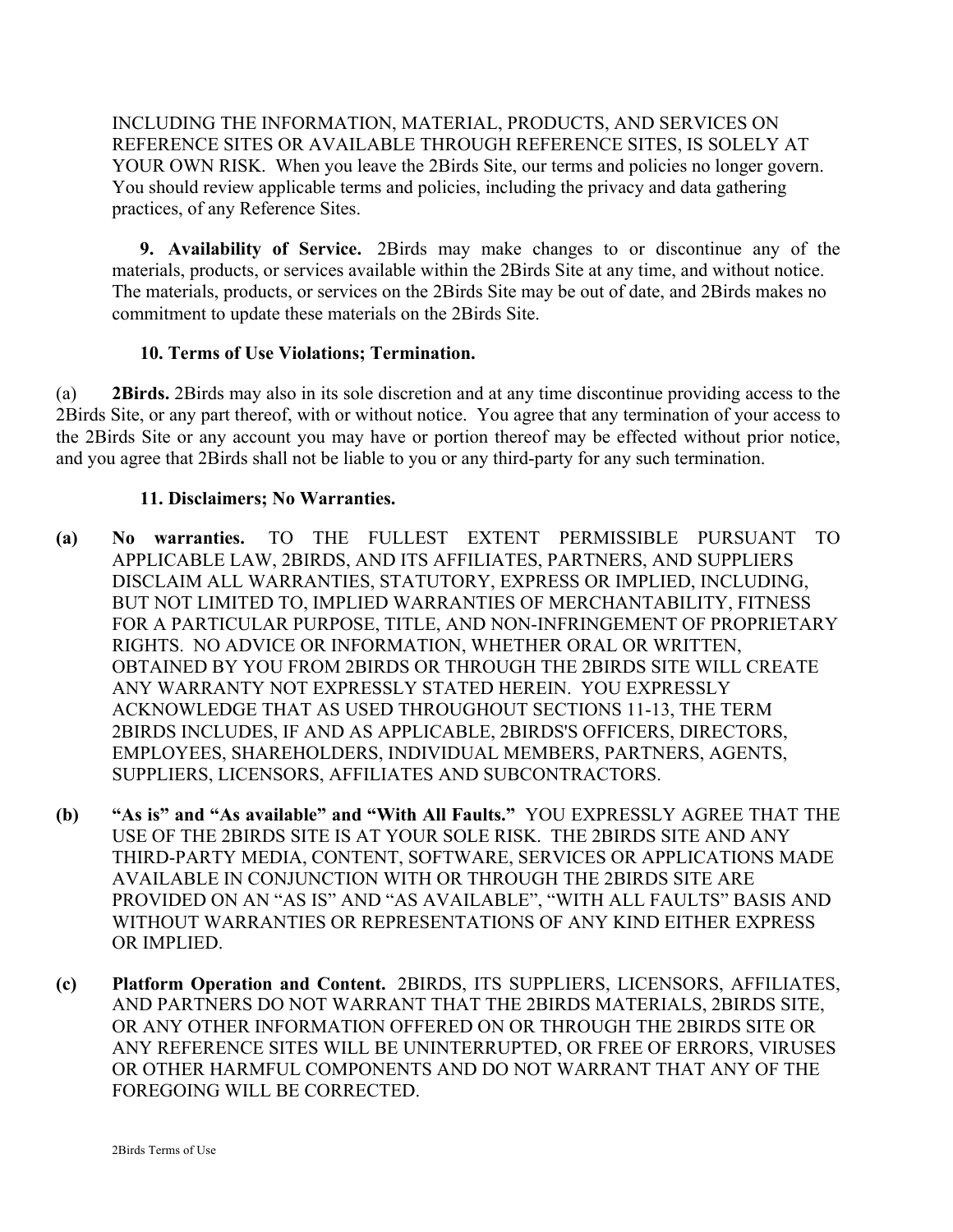INCLUDING THE INFORMATION, MATERIAL, PRODUCTS, AND SERVICES ON REFERENCE SITES OR AVAILABLE THROUGH REFERENCE SITES, IS SOLELY AT YOUR OWN RISK. When you leave the 2Birds Site, our terms and policies no longer govern. You should review applicable terms and policies, including the privacy and data gathering practices, of any Reference Sites.

**9. Availability of Service.** 2Birds may make changes to or discontinue any of the materials, products, or services available within the 2Birds Site at any time, and without notice. The materials, products, or services on the 2Birds Site may be out of date, and 2Birds makes no commitment to update these materials on the 2Birds Site.

**10. Terms of Use Violations; Termination.**

(a) **2Birds.** 2Birds may also in its sole discretion and at any time discontinue providing access to the 2Birds Site, or any part thereof, with or without notice. You agree that any termination of your access to the 2Birds Site or any account you may have or portion thereof may be effected without prior notice, and you agree that 2Birds shall not be liable to you or any third-party for any such termination.

**11. Disclaimers; No Warranties.**

**(a) No warranties.** TO THE FULLEST EXTENT PERMISSIBLE PURSUANT TO APPLICABLE LAW, 2BIRDS, AND ITS AFFILIATES, PARTNERS, AND SUPPLIERS DISCLAIM ALL WARRANTIES, STATUTORY, EXPRESS OR IMPLIED, INCLUDING, BUT NOT LIMITED TO, IMPLIED WARRANTIES OF MERCHANTABILITY, FITNESS FOR A PARTICULAR PURPOSE, TITLE, AND NON-INFRINGEMENT OF PROPRIETARY RIGHTS. NO ADVICE OR INFORMATION, WHETHER ORAL OR WRITTEN, OBTAINED BY YOU FROM 2BIRDS OR THROUGH THE 2BIRDS SITE WILL CREATE ANY WARRANTY NOT EXPRESSLY STATED HEREIN. YOU EXPRESSLY ACKNOWLEDGE THAT AS USED THROUGHOUT SECTIONS 11-13, THE TERM 2BIRDS INCLUDES, IF AND AS APPLICABLE, 2BIRDS'S OFFICERS, DIRECTORS, EMPLOYEES, SHAREHOLDERS, INDIVIDUAL MEMBERS, PARTNERS, AGENTS, SUPPLIERS, LICENSORS, AFFILIATES AND SUBCONTRACTORS.

**(b) "As is" and "As available" and "With All Faults."** YOU EXPRESSLY AGREE THAT THE USE OF THE 2BIRDS SITE IS AT YOUR SOLE RISK. THE 2BIRDS SITE AND ANY THIRD-PARTY MEDIA, CONTENT, SOFTWARE, SERVICES OR APPLICATIONS MADE AVAILABLE IN CONJUNCTION WITH OR THROUGH THE 2BIRDS SITE ARE PROVIDED ON AN "AS IS" AND "AS AVAILABLE", "WITH ALL FAULTS" BASIS AND WITHOUT WARRANTIES OR REPRESENTATIONS OF ANY KIND EITHER EXPRESS OR IMPLIED.

**(c) Platform Operation and Content.** 2BIRDS, ITS SUPPLIERS, LICENSORS, AFFILIATES, AND PARTNERS DO NOT WARRANT THAT THE 2BIRDS MATERIALS, 2BIRDS SITE, OR ANY OTHER INFORMATION OFFERED ON OR THROUGH THE 2BIRDS SITE OR ANY REFERENCE SITES WILL BE UNINTERRUPTED, OR FREE OF ERRORS, VIRUSES OR OTHER HARMFUL COMPONENTS AND DO NOT WARRANT THAT ANY OF THE FOREGOING WILL BE CORRECTED.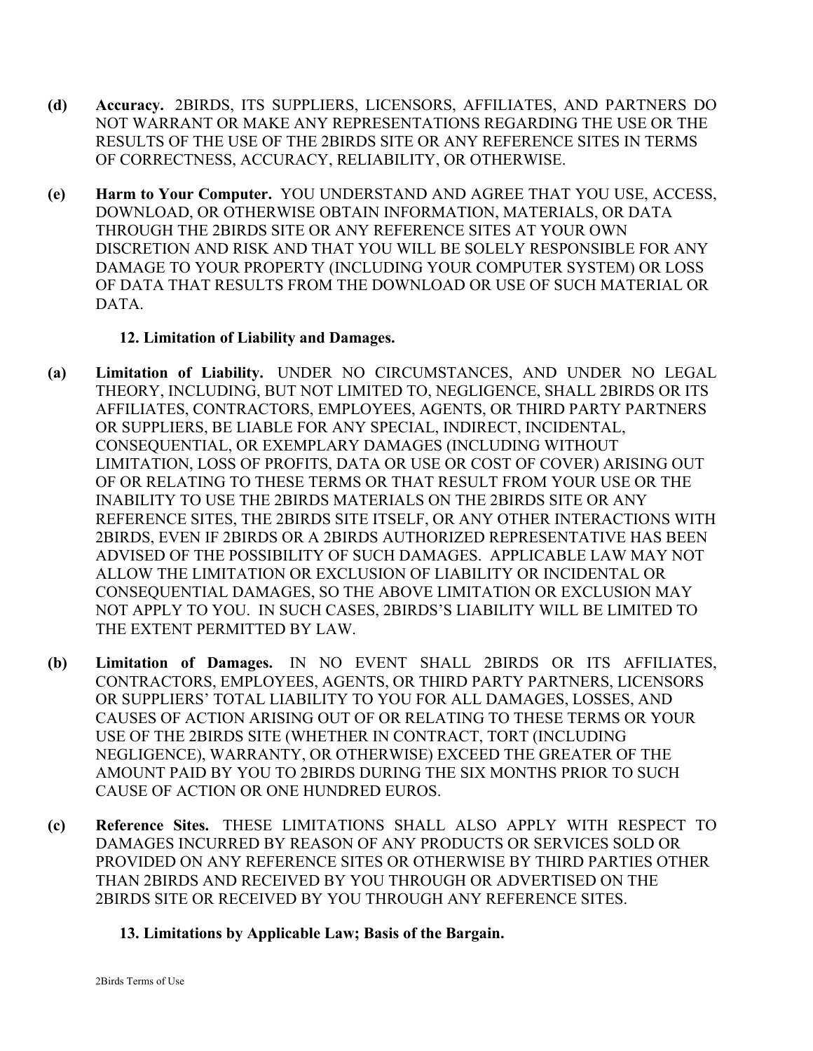**(d) Accuracy.** 2BIRDS, ITS SUPPLIERS, LICENSORS, AFFILIATES, AND PARTNERS DO NOT WARRANT OR MAKE ANY REPRESENTATIONS REGARDING THE USE OR THE RESULTS OF THE USE OF THE 2BIRDS SITE OR ANY REFERENCE SITES IN TERMS OF CORRECTNESS, ACCURACY, RELIABILITY, OR OTHERWISE.

**(e) Harm to Your Computer.** YOU UNDERSTAND AND AGREE THAT YOU USE, ACCESS, DOWNLOAD, OR OTHERWISE OBTAIN INFORMATION, MATERIALS, OR DATA THROUGH THE 2BIRDS SITE OR ANY REFERENCE SITES AT YOUR OWN DISCRETION AND RISK AND THAT YOU WILL BE SOLELY RESPONSIBLE FOR ANY DAMAGE TO YOUR PROPERTY (INCLUDING YOUR COMPUTER SYSTEM) OR LOSS OF DATA THAT RESULTS FROM THE DOWNLOAD OR USE OF SUCH MATERIAL OR DATA.

## 12. Limitation of Liability and Damages.

**(a) Limitation of Liability.** UNDER NO CIRCUMSTANCES, AND UNDER NO LEGAL THEORY, INCLUDING, BUT NOT LIMITED TO, NEGLIGENCE, SHALL 2BIRDS OR ITS AFFILIATES, CONTRACTORS, EMPLOYEES, AGENTS, OR THIRD PARTY PARTNERS OR SUPPLIERS, BE LIABLE FOR ANY SPECIAL, INDIRECT, INCIDENTAL, CONSEQUENTIAL, OR EXEMPLARY DAMAGES (INCLUDING WITHOUT LIMITATION, LOSS OF PROFITS, DATA OR USE OR COST OF COVER) ARISING OUT OF OR RELATING TO THESE TERMS OR THAT RESULT FROM YOUR USE OR THE INABILITY TO USE THE 2BIRDS MATERIALS ON THE 2BIRDS SITE OR ANY REFERENCE SITES, THE 2BIRDS SITE ITSELF, OR ANY OTHER INTERACTIONS WITH 2BIRDS, EVEN IF 2BIRDS OR A 2BIRDS AUTHORIZED REPRESENTATIVE HAS BEEN ADVISED OF THE POSSIBILITY OF SUCH DAMAGES. APPLICABLE LAW MAY NOT ALLOW THE LIMITATION OR EXCLUSION OF LIABILITY OR INCIDENTAL OR CONSEQUENTIAL DAMAGES, SO THE ABOVE LIMITATION OR EXCLUSION MAY NOT APPLY TO YOU. IN SUCH CASES, 2BIRDS'S LIABILITY WILL BE LIMITED TO THE EXTENT PERMITTED BY LAW.

**(b) Limitation of Damages.** IN NO EVENT SHALL 2BIRDS OR ITS AFFILIATES, CONTRACTORS, EMPLOYEES, AGENTS, OR THIRD PARTY PARTNERS, LICENSORS OR SUPPLIERS' TOTAL LIABILITY TO YOU FOR ALL DAMAGES, LOSSES, AND CAUSES OF ACTION ARISING OUT OF OR RELATING TO THESE TERMS OR YOUR USE OF THE 2BIRDS SITE (WHETHER IN CONTRACT, TORT (INCLUDING NEGLIGENCE), WARRANTY, OR OTHERWISE) EXCEED THE GREATER OF THE AMOUNT PAID BY YOU TO 2BIRDS DURING THE SIX MONTHS PRIOR TO SUCH CAUSE OF ACTION OR ONE HUNDRED EUROS.

**(c) Reference Sites.** THESE LIMITATIONS SHALL ALSO APPLY WITH RESPECT TO DAMAGES INCURRED BY REASON OF ANY PRODUCTS OR SERVICES SOLD OR PROVIDED ON ANY REFERENCE SITES OR OTHERWISE BY THIRD PARTIES OTHER THAN 2BIRDS AND RECEIVED BY YOU THROUGH OR ADVERTISED ON THE 2BIRDS SITE OR RECEIVED BY YOU THROUGH ANY REFERENCE SITES.

## 13. Limitations by Applicable Law; Basis of the Bargain.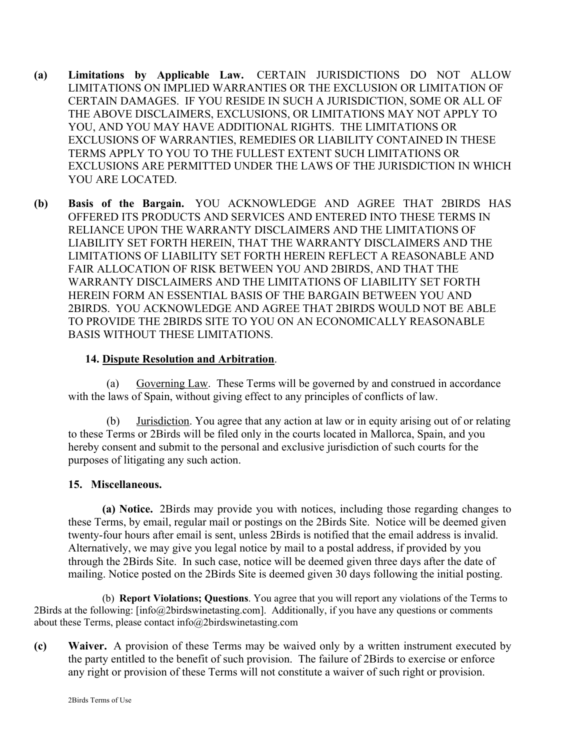**(a) Limitations by Applicable Law.** CERTAIN JURISDICTIONS DO NOT ALLOW LIMITATIONS ON IMPLIED WARRANTIES OR THE EXCLUSION OR LIMITATION OF CERTAIN DAMAGES. IF YOU RESIDE IN SUCH A JURISDICTION, SOME OR ALL OF THE ABOVE DISCLAIMERS, EXCLUSIONS, OR LIMITATIONS MAY NOT APPLY TO YOU, AND YOU MAY HAVE ADDITIONAL RIGHTS. THE LIMITATIONS OR EXCLUSIONS OF WARRANTIES, REMEDIES OR LIABILITY CONTAINED IN THESE TERMS APPLY TO YOU TO THE FULLEST EXTENT SUCH LIMITATIONS OR EXCLUSIONS ARE PERMITTED UNDER THE LAWS OF THE JURISDICTION IN WHICH YOU ARE LOCATED.

**(b) Basis of the Bargain.** YOU ACKNOWLEDGE AND AGREE THAT 2BIRDS HAS OFFERED ITS PRODUCTS AND SERVICES AND ENTERED INTO THESE TERMS IN RELIANCE UPON THE WARRANTY DISCLAIMERS AND THE LIMITATIONS OF LIABILITY SET FORTH HEREIN, THAT THE WARRANTY DISCLAIMERS AND THE LIMITATIONS OF LIABILITY SET FORTH HEREIN REFLECT A REASONABLE AND FAIR ALLOCATION OF RISK BETWEEN YOU AND 2BIRDS, AND THAT THE WARRANTY DISCLAIMERS AND THE LIMITATIONS OF LIABILITY SET FORTH HEREIN FORM AN ESSENTIAL BASIS OF THE BARGAIN BETWEEN YOU AND 2BIRDS. YOU ACKNOWLEDGE AND AGREE THAT 2BIRDS WOULD NOT BE ABLE TO PROVIDE THE 2BIRDS SITE TO YOU ON AN ECONOMICALLY REASONABLE BASIS WITHOUT THESE LIMITATIONS.

**14. Dispute Resolution and Arbitration**.

(a) Governing Law. These Terms will be governed by and construed in accordance with the laws of Spain, without giving effect to any principles of conflicts of law.

(b) Jurisdiction. You agree that any action at law or in equity arising out of or relating to these Terms or 2Birds will be filed only in the courts located in Mallorca, Spain, and you hereby consent and submit to the personal and exclusive jurisdiction of such courts for the purposes of litigating any such action.

**15. Miscellaneous.**

**(a) Notice.** 2Birds may provide you with notices, including those regarding changes to these Terms, by email, regular mail or postings on the 2Birds Site. Notice will be deemed given twenty-four hours after email is sent, unless 2Birds is notified that the email address is invalid. Alternatively, we may give you legal notice by mail to a postal address, if provided by you through the 2Birds Site. In such case, notice will be deemed given three days after the date of mailing. Notice posted on the 2Birds Site is deemed given 30 days following the initial posting.

(b) **Report Violations; Questions**. You agree that you will report any violations of the Terms to 2Birds at the following: [info@2birdswinetasting.com]. Additionally, if you have any questions or comments about these Terms, please contact info@2birdswinetasting.com

**(c) Waiver.** A provision of these Terms may be waived only by a written instrument executed by the party entitled to the benefit of such provision. The failure of 2Birds to exercise or enforce any right or provision of these Terms will not constitute a waiver of such right or provision.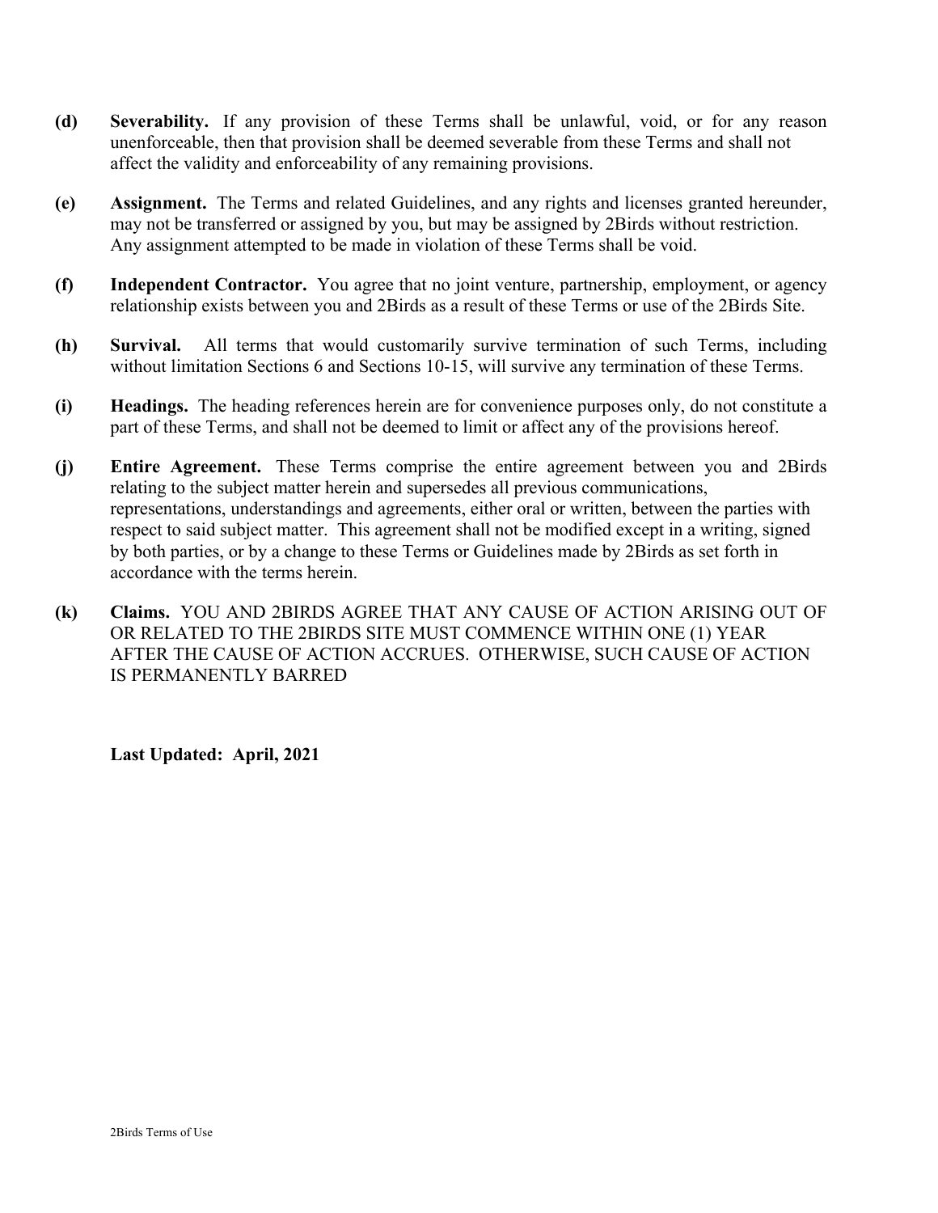**(d)** **Severability.** If any provision of these Terms shall be unlawful, void, or for any reason unenforceable, then that provision shall be deemed severable from these Terms and shall not affect the validity and enforceability of any remaining provisions.

**(e)** **Assignment.** The Terms and related Guidelines, and any rights and licenses granted hereunder, may not be transferred or assigned by you, but may be assigned by 2Birds without restriction. Any assignment attempted to be made in violation of these Terms shall be void.

**(f)** **Independent Contractor.** You agree that no joint venture, partnership, employment, or agency relationship exists between you and 2Birds as a result of these Terms or use of the 2Birds Site.

**(h)** **Survival.** All terms that would customarily survive termination of such Terms, including without limitation Sections 6 and Sections 10-15, will survive any termination of these Terms.

**(i)** **Headings.** The heading references herein are for convenience purposes only, do not constitute a part of these Terms, and shall not be deemed to limit or affect any of the provisions hereof.

**(j)** **Entire Agreement.** These Terms comprise the entire agreement between you and 2Birds relating to the subject matter herein and supersedes all previous communications, representations, understandings and agreements, either oral or written, between the parties with respect to said subject matter. This agreement shall not be modified except in a writing, signed by both parties, or by a change to these Terms or Guidelines made by 2Birds as set forth in accordance with the terms herein.

**(k)** **Claims.** YOU AND 2BIRDS AGREE THAT ANY CAUSE OF ACTION ARISING OUT OF OR RELATED TO THE 2BIRDS SITE MUST COMMENCE WITHIN ONE (1) YEAR AFTER THE CAUSE OF ACTION ACCRUES. OTHERWISE, SUCH CAUSE OF ACTION IS PERMANENTLY BARRED

**Last Updated: April, 2021**